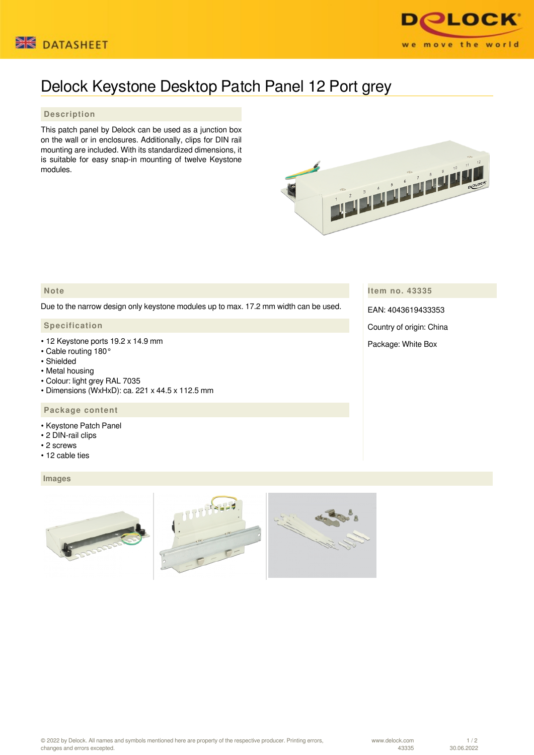DATASHEET

# Delock Keystone Desktop Patch Panel 12 Port grey

## Description

This patch panel by Delock can be used as a junction box on the wall or in enclosures. Additionally, clips for DIN rail mounting are included. With its standardized dimensions, it is suitable for easy snap-in mounting of twelve Keystone modules.

## Note

Due to the narrow design only keystone modules up to max. 17.2 mm width can be used.

## Specification

- 12 Keystone ports 19.2 x 14.9 mm
- Cable routing 180°
- Shielded
- Metal housing
- Colour: light grey RAL 7035
- Dimensions (WxHxD): ca. 221 x 44.5 x 112.5 mm

## Package content

- Keystone Patch Panel
- 2 DIN-rail clips
- 2 screws
- 12 cable ties

## Item no. 43335

EAN: 4043619433353

Country of origin: China

Package: White Box

## Images

© 2022 by Delock. All names and symbols mentioned here are property of the respective producer. Printing errors, changes and errors excepted.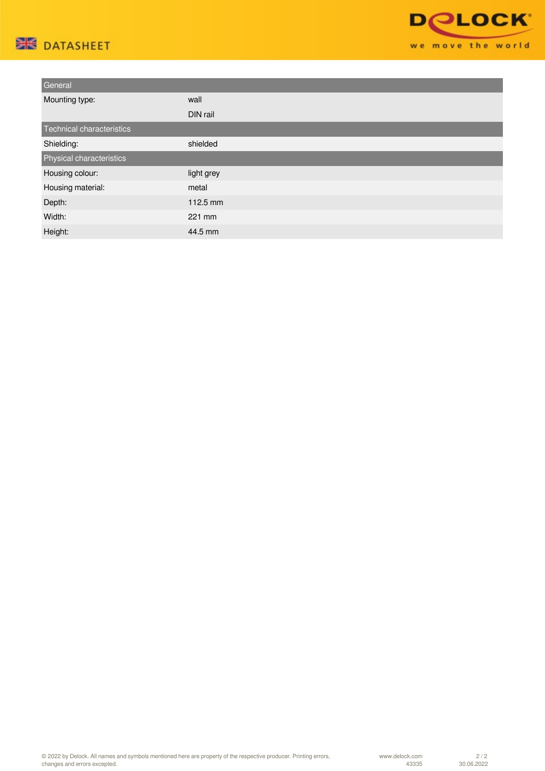| | |
|---|---|
| **General** | |
| Mounting type: | wall |
| | DIN rail |
| **Technical characteristics** | |
| Shielding: | shielded |
| **Physical characteristics** | |
| Housing colour: | light grey |
| Housing material: | metal |
| Depth: | 112.5 mm |
| Width: | 221 mm |
| Height: | 44.5 mm |

© 2022 by Delock. All names and symbols mentioned here are property of the respective producer. Printing errors, changes and errors excepted.